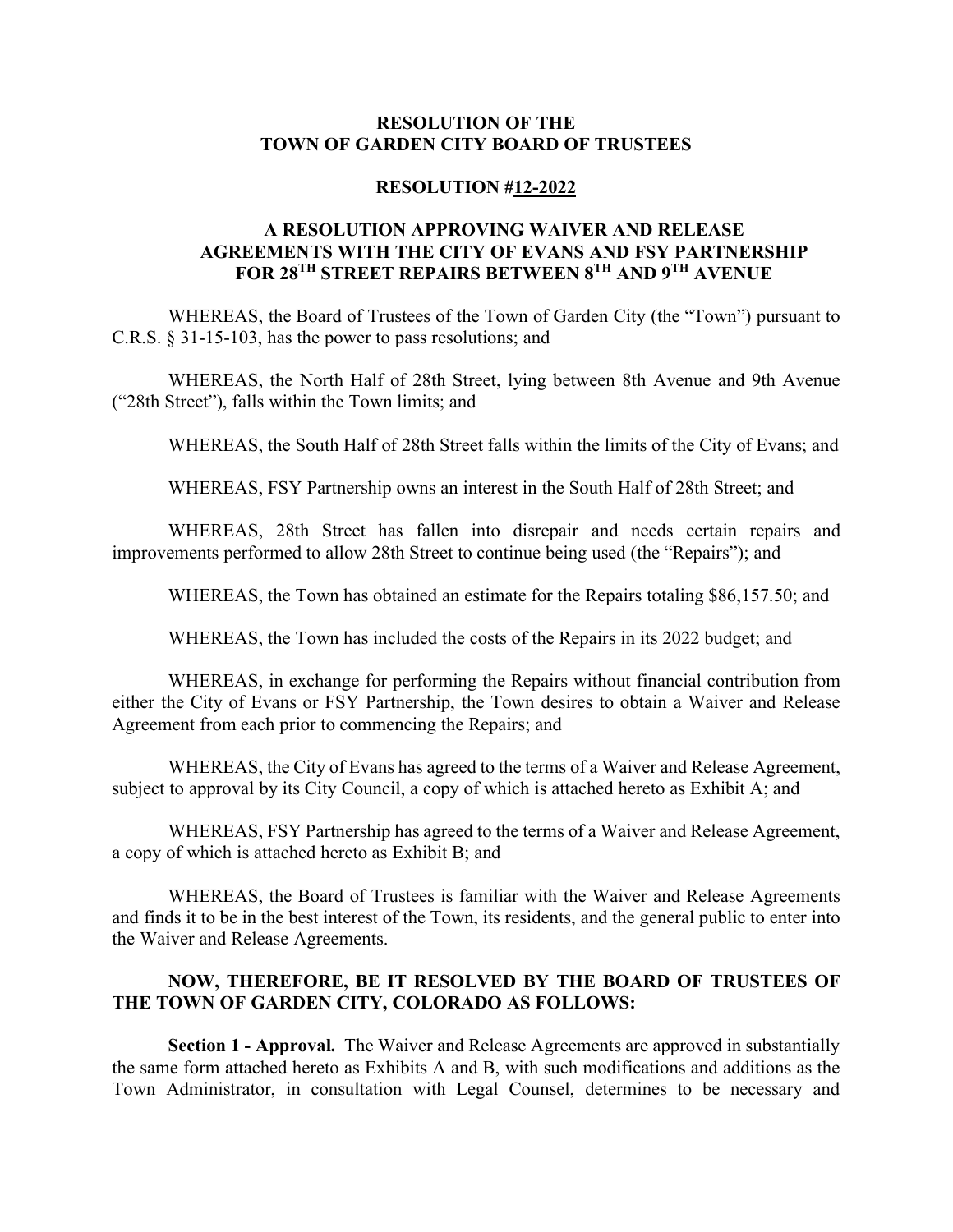**RESOLUTION OF THE**
**TOWN OF GARDEN CITY BOARD OF TRUSTEES**

**RESOLUTION #12-2022**

**A RESOLUTION APPROVING WAIVER AND RELEASE AGREEMENTS WITH THE CITY OF EVANS AND FSY PARTNERSHIP FOR 28TH STREET REPAIRS BETWEEN 8TH AND 9TH AVENUE**

WHEREAS, the Board of Trustees of the Town of Garden City (the "Town") pursuant to C.R.S. § 31-15-103, has the power to pass resolutions; and

WHEREAS, the North Half of 28th Street, lying between 8th Avenue and 9th Avenue ("28th Street"), falls within the Town limits; and

WHEREAS, the South Half of 28th Street falls within the limits of the City of Evans; and

WHEREAS, FSY Partnership owns an interest in the South Half of 28th Street; and

WHEREAS, 28th Street has fallen into disrepair and needs certain repairs and improvements performed to allow 28th Street to continue being used (the "Repairs"); and

WHEREAS, the Town has obtained an estimate for the Repairs totaling $86,157.50; and

WHEREAS, the Town has included the costs of the Repairs in its 2022 budget; and

WHEREAS, in exchange for performing the Repairs without financial contribution from either the City of Evans or FSY Partnership, the Town desires to obtain a Waiver and Release Agreement from each prior to commencing the Repairs; and

WHEREAS, the City of Evans has agreed to the terms of a Waiver and Release Agreement, subject to approval by its City Council, a copy of which is attached hereto as Exhibit A; and

WHEREAS, FSY Partnership has agreed to the terms of a Waiver and Release Agreement, a copy of which is attached hereto as Exhibit B; and

WHEREAS, the Board of Trustees is familiar with the Waiver and Release Agreements and finds it to be in the best interest of the Town, its residents, and the general public to enter into the Waiver and Release Agreements.

**NOW, THEREFORE, BE IT RESOLVED BY THE BOARD OF TRUSTEES OF THE TOWN OF GARDEN CITY, COLORADO AS FOLLOWS:**

**Section 1 - Approval.** The Waiver and Release Agreements are approved in substantially the same form attached hereto as Exhibits A and B, with such modifications and additions as the Town Administrator, in consultation with Legal Counsel, determines to be necessary and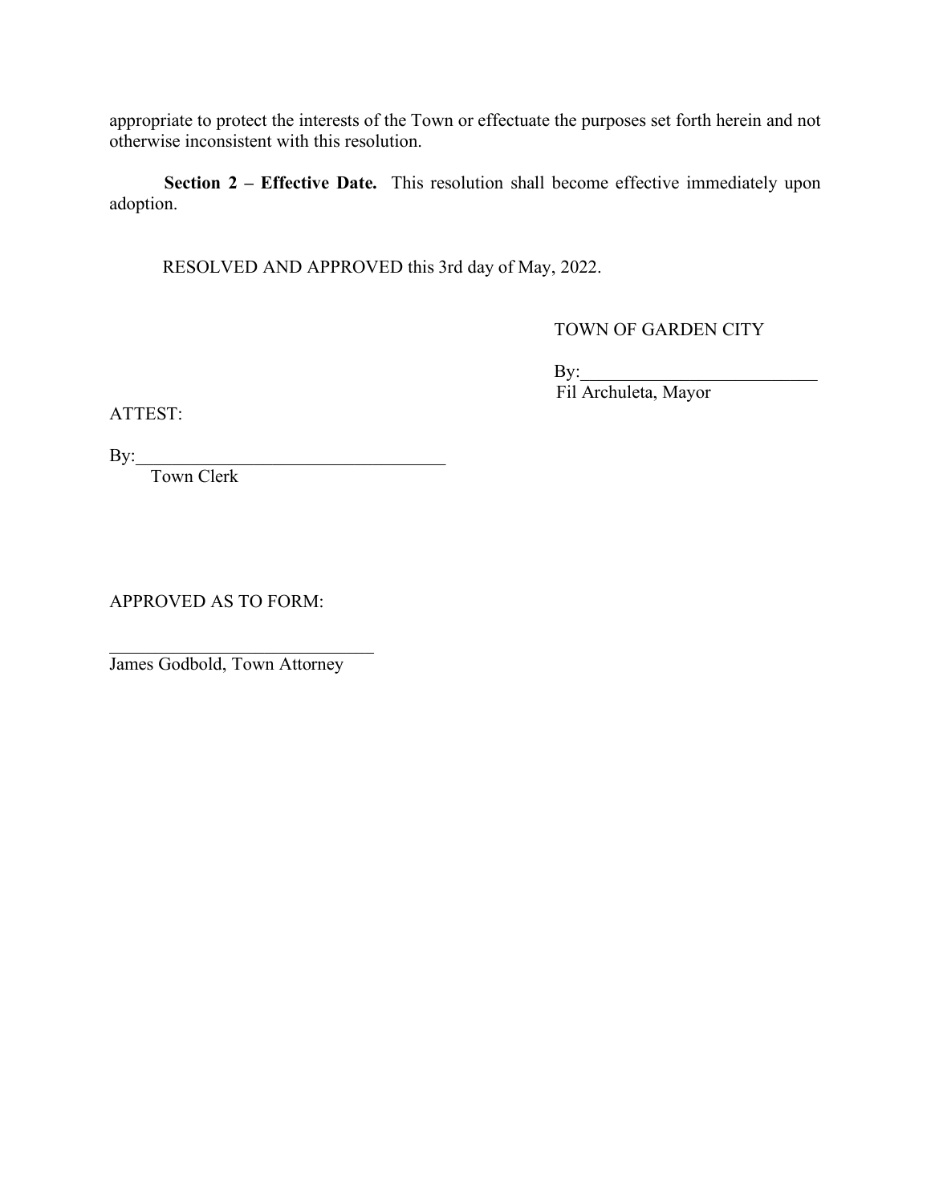appropriate to protect the interests of the Town or effectuate the purposes set forth herein and not otherwise inconsistent with this resolution.

**Section 2 – Effective Date.** This resolution shall become effective immediately upon adoption.

RESOLVED AND APPROVED this 3rd day of May, 2022.

TOWN OF GARDEN CITY

By:___________________________
Fil Archuleta, Mayor

ATTEST:

By:___________________________________
Town Clerk

APPROVED AS TO FORM:

_____________________________
James Godbold, Town Attorney